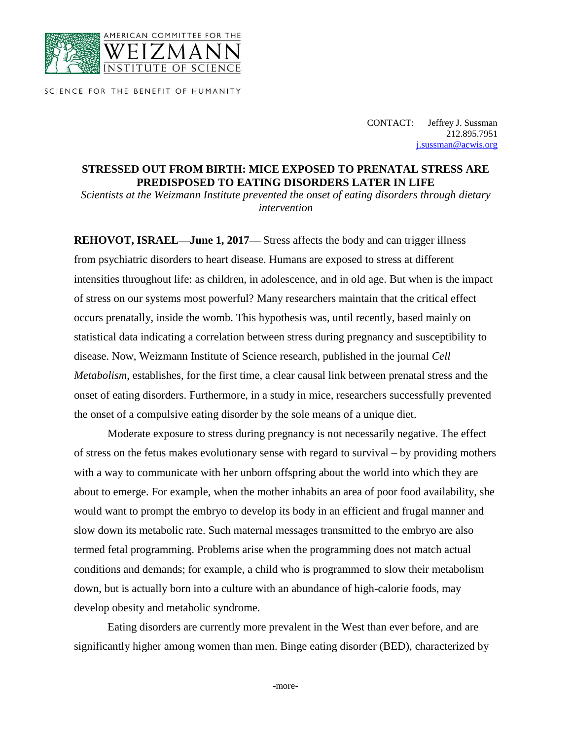AMERICAN COMMITTEE FOR THE WEIZMANN INSTITUTE OF SCIENCE

SCIENCE FOR THE BENEFIT OF HUMANITY

CONTACT: Jeffrey J. Sussman
212.895.7951
j.sussman@acwis.org

# STRESSED OUT FROM BIRTH: MICE EXPOSED TO PRENATAL STRESS ARE PREDISPOSED TO EATING DISORDERS LATER IN LIFE

*Scientists at the Weizmann Institute prevented the onset of eating disorders through dietary intervention*

**REHOVOT, ISRAEL—June 1, 2017—** Stress affects the body and can trigger illness – from psychiatric disorders to heart disease. Humans are exposed to stress at different intensities throughout life: as children, in adolescence, and in old age. But when is the impact of stress on our systems most powerful? Many researchers maintain that the critical effect occurs prenatally, inside the womb. This hypothesis was, until recently, based mainly on statistical data indicating a correlation between stress during pregnancy and susceptibility to disease. Now, Weizmann Institute of Science research, published in the journal *Cell Metabolism*, establishes, for the first time, a clear causal link between prenatal stress and the onset of eating disorders. Furthermore, in a study in mice, researchers successfully prevented the onset of a compulsive eating disorder by the sole means of a unique diet.

Moderate exposure to stress during pregnancy is not necessarily negative. The effect of stress on the fetus makes evolutionary sense with regard to survival – by providing mothers with a way to communicate with her unborn offspring about the world into which they are about to emerge. For example, when the mother inhabits an area of poor food availability, she would want to prompt the embryo to develop its body in an efficient and frugal manner and slow down its metabolic rate. Such maternal messages transmitted to the embryo are also termed fetal programming. Problems arise when the programming does not match actual conditions and demands; for example, a child who is programmed to slow their metabolism down, but is actually born into a culture with an abundance of high-calorie foods, may develop obesity and metabolic syndrome.

Eating disorders are currently more prevalent in the West than ever before, and are significantly higher among women than men. Binge eating disorder (BED), characterized by

-more-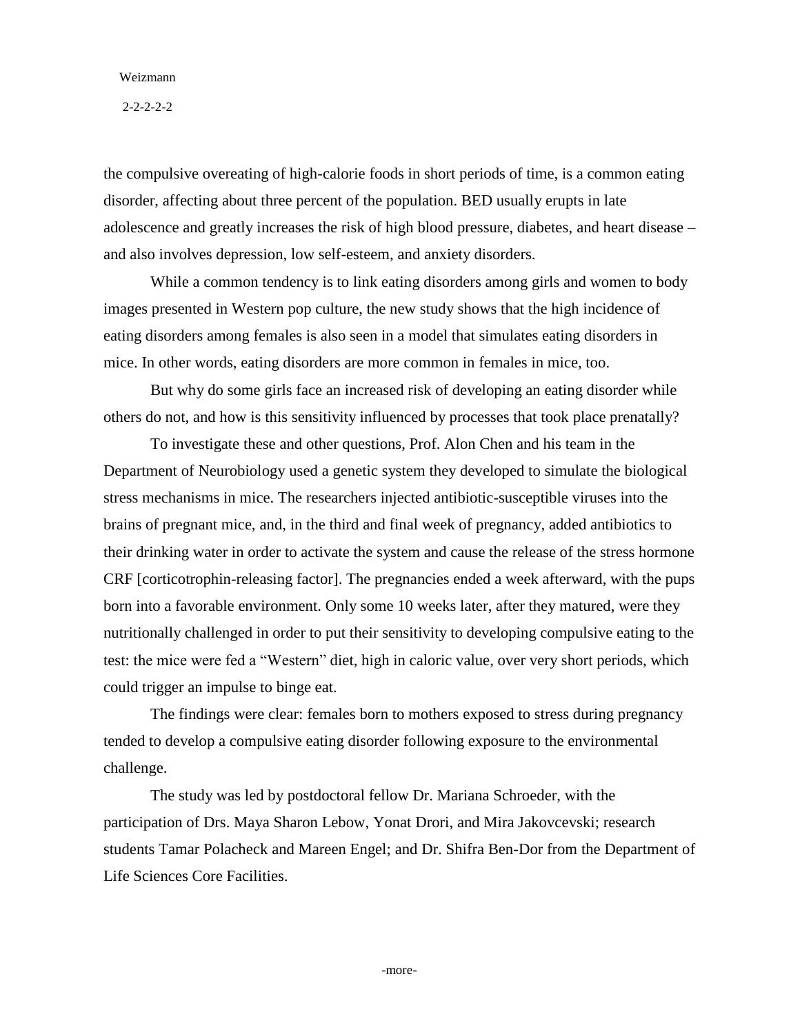the compulsive overeating of high-calorie foods in short periods of time, is a common eating disorder, affecting about three percent of the population. BED usually erupts in late adolescence and greatly increases the risk of high blood pressure, diabetes, and heart disease – and also involves depression, low self-esteem, and anxiety disorders.

While a common tendency is to link eating disorders among girls and women to body images presented in Western pop culture, the new study shows that the high incidence of eating disorders among females is also seen in a model that simulates eating disorders in mice. In other words, eating disorders are more common in females in mice, too.

But why do some girls face an increased risk of developing an eating disorder while others do not, and how is this sensitivity influenced by processes that took place prenatally?

To investigate these and other questions, Prof. Alon Chen and his team in the Department of Neurobiology used a genetic system they developed to simulate the biological stress mechanisms in mice. The researchers injected antibiotic-susceptible viruses into the brains of pregnant mice, and, in the third and final week of pregnancy, added antibiotics to their drinking water in order to activate the system and cause the release of the stress hormone CRF [corticotrophin-releasing factor]. The pregnancies ended a week afterward, with the pups born into a favorable environment. Only some 10 weeks later, after they matured, were they nutritionally challenged in order to put their sensitivity to developing compulsive eating to the test: the mice were fed a "Western" diet, high in caloric value, over very short periods, which could trigger an impulse to binge eat.

The findings were clear: females born to mothers exposed to stress during pregnancy tended to develop a compulsive eating disorder following exposure to the environmental challenge.

The study was led by postdoctoral fellow Dr. Mariana Schroeder, with the participation of Drs. Maya Sharon Lebow, Yonat Drori, and Mira Jakovcevski; research students Tamar Polacheck and Mareen Engel; and Dr. Shifra Ben-Dor from the Department of Life Sciences Core Facilities.

-more-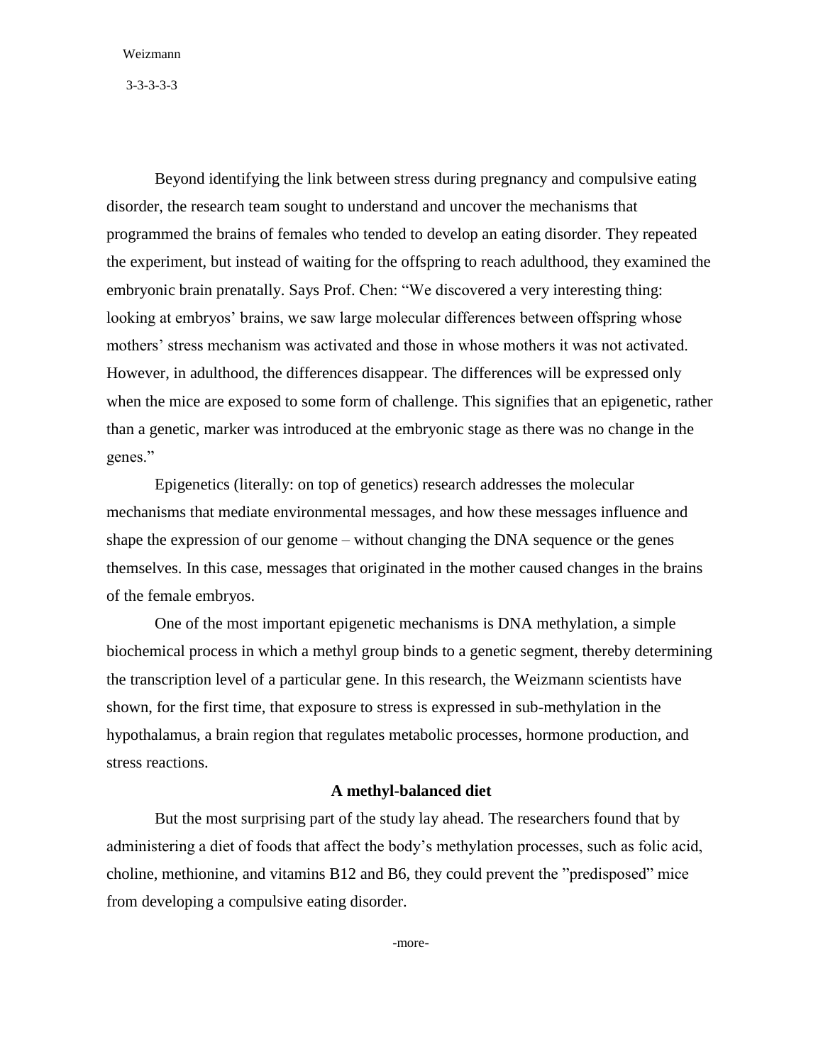Beyond identifying the link between stress during pregnancy and compulsive eating disorder, the research team sought to understand and uncover the mechanisms that programmed the brains of females who tended to develop an eating disorder. They repeated the experiment, but instead of waiting for the offspring to reach adulthood, they examined the embryonic brain prenatally. Says Prof. Chen: "We discovered a very interesting thing: looking at embryos' brains, we saw large molecular differences between offspring whose mothers' stress mechanism was activated and those in whose mothers it was not activated. However, in adulthood, the differences disappear. The differences will be expressed only when the mice are exposed to some form of challenge. This signifies that an epigenetic, rather than a genetic, marker was introduced at the embryonic stage as there was no change in the genes."

Epigenetics (literally: on top of genetics) research addresses the molecular mechanisms that mediate environmental messages, and how these messages influence and shape the expression of our genome – without changing the DNA sequence or the genes themselves. In this case, messages that originated in the mother caused changes in the brains of the female embryos.

One of the most important epigenetic mechanisms is DNA methylation, a simple biochemical process in which a methyl group binds to a genetic segment, thereby determining the transcription level of a particular gene. In this research, the Weizmann scientists have shown, for the first time, that exposure to stress is expressed in sub-methylation in the hypothalamus, a brain region that regulates metabolic processes, hormone production, and stress reactions.

**A methyl-balanced diet**

But the most surprising part of the study lay ahead. The researchers found that by administering a diet of foods that affect the body's methylation processes, such as folic acid, choline, methionine, and vitamins B12 and B6, they could prevent the "predisposed" mice from developing a compulsive eating disorder.

-more-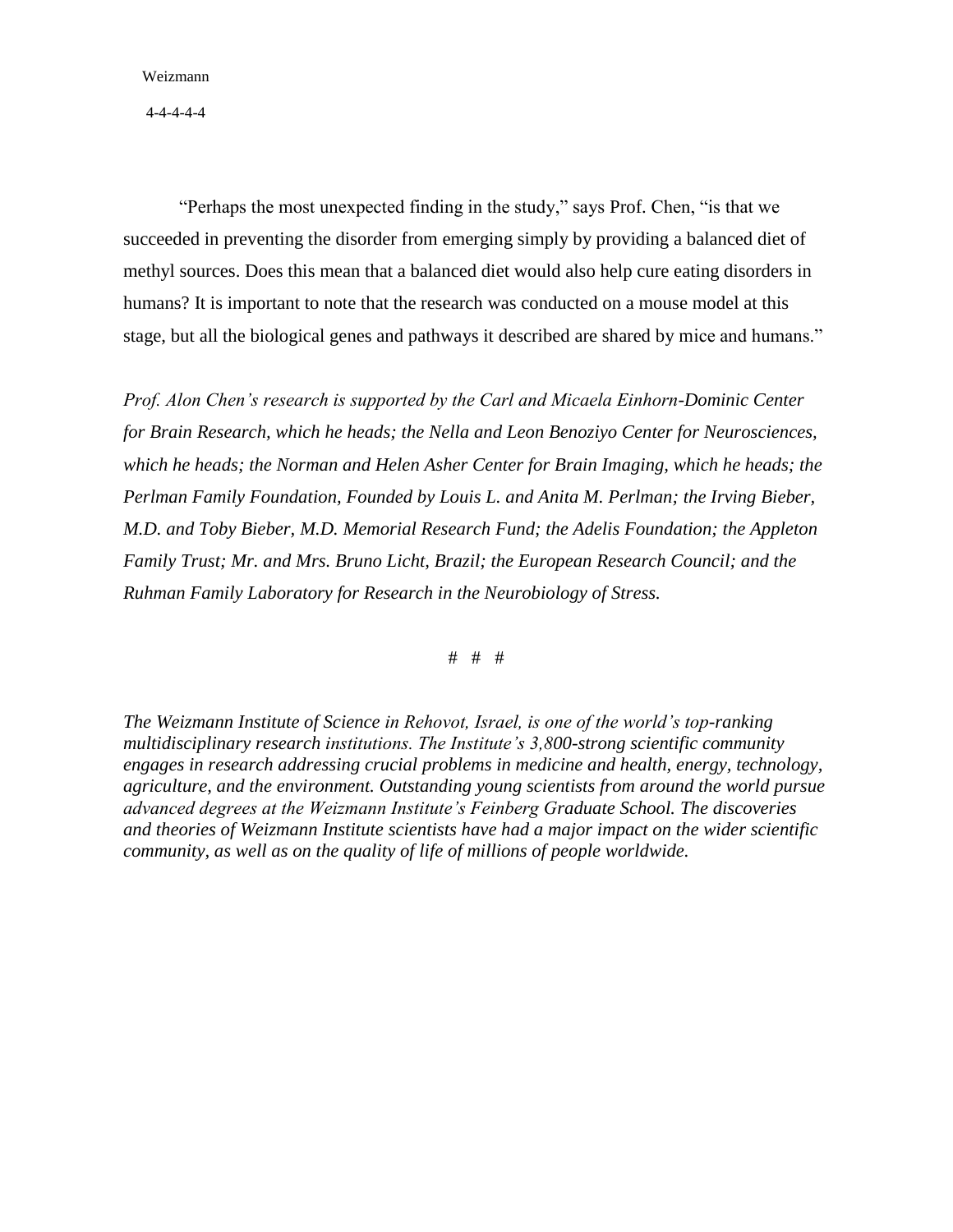"Perhaps the most unexpected finding in the study," says Prof. Chen, "is that we succeeded in preventing the disorder from emerging simply by providing a balanced diet of methyl sources. Does this mean that a balanced diet would also help cure eating disorders in humans? It is important to note that the research was conducted on a mouse model at this stage, but all the biological genes and pathways it described are shared by mice and humans."

*Prof. Alon Chen's research is supported by the Carl and Micaela Einhorn-Dominic Center for Brain Research, which he heads; the Nella and Leon Benoziyo Center for Neurosciences, which he heads; the Norman and Helen Asher Center for Brain Imaging, which he heads; the Perlman Family Foundation, Founded by Louis L. and Anita M. Perlman; the Irving Bieber, M.D. and Toby Bieber, M.D. Memorial Research Fund; the Adelis Foundation; the Appleton Family Trust; Mr. and Mrs. Bruno Licht, Brazil; the European Research Council; and the Ruhman Family Laboratory for Research in the Neurobiology of Stress.*

# # #

*The Weizmann Institute of Science in Rehovot, Israel, is one of the world's top-ranking multidisciplinary research institutions. The Institute's 3,800-strong scientific community engages in research addressing crucial problems in medicine and health, energy, technology, agriculture, and the environment. Outstanding young scientists from around the world pursue advanced degrees at the Weizmann Institute's Feinberg Graduate School. The discoveries and theories of Weizmann Institute scientists have had a major impact on the wider scientific community, as well as on the quality of life of millions of people worldwide.*